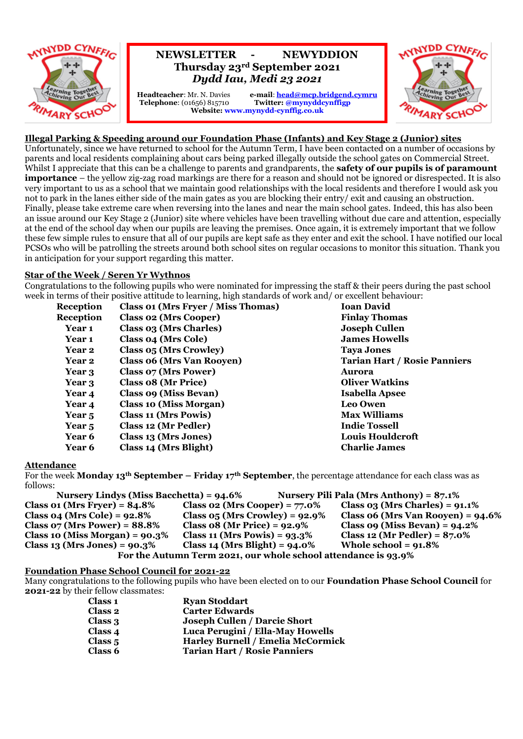# NEWSLETTER - NEWYDDION

**Thursday 23rd September 2021**

***Dydd Iau, Medi 23 2021***

**Headteacher**: Mr. N. Davies    **e-mail**: head@mcp.bridgend.cymru
**Telephone**: (01656) 815710    **Twitter: @mynyddcynffigp**
**Website: www.mynydd-cynffig.co.uk**

## Illegal Parking & Speeding around our Foundation Phase (Infants) and Key Stage 2 (Junior) sites

Unfortunately, since we have returned to school for the Autumn Term, I have been contacted on a number of occasions by parents and local residents complaining about cars being parked illegally outside the school gates on Commercial Street. Whilst I appreciate that this can be a challenge to parents and grandparents, the **safety of our pupils is of paramount importance** – the yellow zig-zag road markings are there for a reason and should not be ignored or disrespected. It is also very important to us as a school that we maintain good relationships with the local residents and therefore I would ask you not to park in the lanes either side of the main gates as you are blocking their entry/ exit and causing an obstruction. Finally, please take extreme care when reversing into the lanes and near the main school gates. Indeed, this has also been an issue around our Key Stage 2 (Junior) site where vehicles have been travelling without due care and attention, especially at the end of the school day when our pupils are leaving the premises. Once again, it is extremely important that we follow these few simple rules to ensure that all of our pupils are kept safe as they enter and exit the school. I have notified our local PCSOs who will be patrolling the streets around both school sites on regular occasions to monitor this situation. Thank you in anticipation for your support regarding this matter.

## Star of the Week / Seren Yr Wythnos

Congratulations to the following pupils who were nominated for impressing the staff & their peers during the past school week in terms of their positive attitude to learning, high standards of work and/ or excellent behaviour:

| | | |
|---|---|---|
| **Reception** | **Class 01 (Mrs Fryer / Miss Thomas)** | **Ioan David** |
| **Reception** | **Class 02 (Mrs Cooper)** | **Finlay Thomas** |
| **Year 1** | **Class 03 (Mrs Charles)** | **Joseph Cullen** |
| **Year 1** | **Class 04 (Mrs Cole)** | **James Howells** |
| **Year 2** | **Class 05 (Mrs Crowley)** | **Taya Jones** |
| **Year 2** | **Class 06 (Mrs Van Rooyen)** | **Tarian Hart / Rosie Panniers** |
| **Year 3** | **Class 07 (Mrs Power)** | **Aurora** |
| **Year 3** | **Class 08 (Mr Price)** | **Oliver Watkins** |
| **Year 4** | **Class 09 (Miss Bevan)** | **Isabella Apsee** |
| **Year 4** | **Class 10 (Miss Morgan)** | **Leo Owen** |
| **Year 5** | **Class 11 (Mrs Powis)** | **Max Williams** |
| **Year 5** | **Class 12 (Mr Pedler)** | **Indie Tossell** |
| **Year 6** | **Class 13 (Mrs Jones)** | **Louis Houldcroft** |
| **Year 6** | **Class 14 (Mrs Blight)** | **Charlie James** |

## Attendance

For the week **Monday 13th September – Friday 17th September**, the percentage attendance for each class was as follows:

**Nursery Lindys (Miss Bacchetta) = 94.6%**    **Nursery Pili Pala (Mrs Anthony) = 87.1%**

| | | |
|---|---|---|
| **Class 01 (Mrs Fryer) = 84.8%** | **Class 02 (Mrs Cooper) = 77.0%** | **Class 03 (Mrs Charles) = 91.1%** |
| **Class 04 (Mrs Cole) = 92.8%** | **Class 05 (Mrs Crowley) = 92.9%** | **Class 06 (Mrs Van Rooyen) = 94.6%** |
| **Class 07 (Mrs Power) = 88.8%** | **Class 08 (Mr Price) = 92.9%** | **Class 09 (Miss Bevan) = 94.2%** |
| **Class 10 (Miss Morgan) = 90.3%** | **Class 11 (Mrs Powis) = 93.3%** | **Class 12 (Mr Pedler) = 87.0%** |
| **Class 13 (Mrs Jones) = 90.3%** | **Class 14 (Mrs Blight) = 94.0%** | **Whole school = 91.8%** |

**For the Autumn Term 2021, our whole school attendance is 93.9%**

## Foundation Phase School Council for 2021-22

Many congratulations to the following pupils who have been elected on to our **Foundation Phase School Council** for **2021-22** by their fellow classmates:

| | |
|---|---|
| **Class 1** | **Ryan Stoddart** |
| **Class 2** | **Carter Edwards** |
| **Class 3** | **Joseph Cullen / Darcie Short** |
| **Class 4** | **Luca Perugini / Ella-May Howells** |
| **Class 5** | **Harley Burnell / Emelia McCormick** |
| **Class 6** | **Tarian Hart / Rosie Panniers** |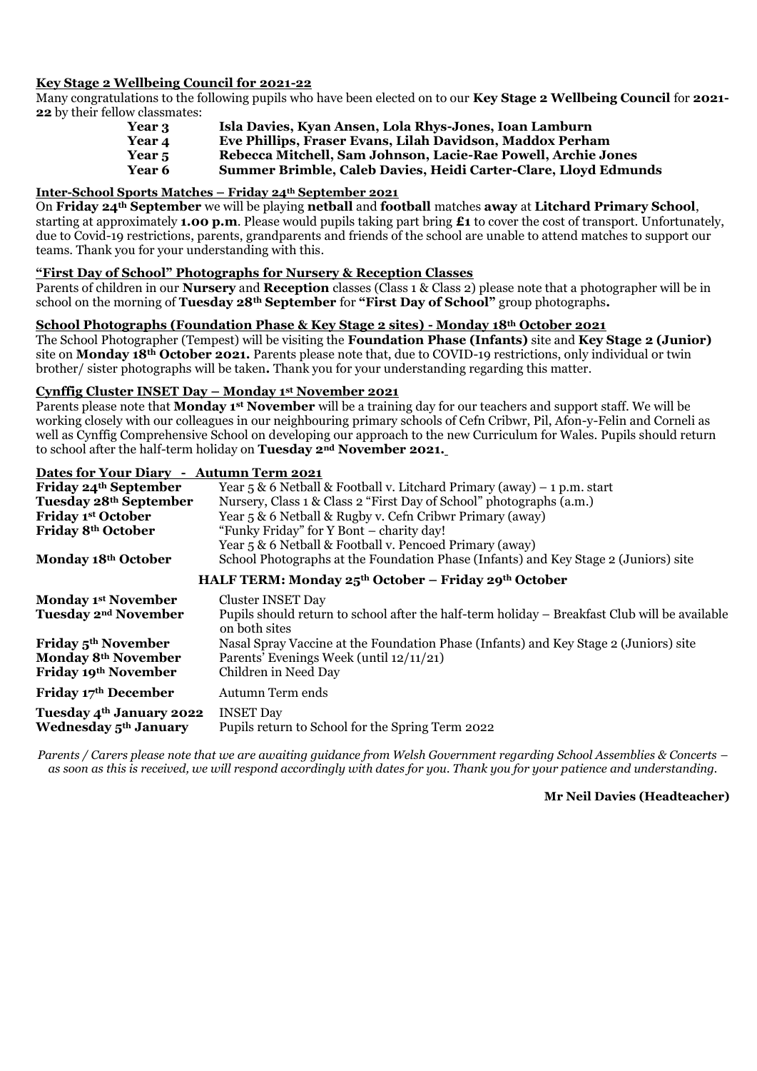**Key Stage 2 Wellbeing Council for 2021-22**

Many congratulations to the following pupils who have been elected on to our **Key Stage 2 Wellbeing Council** for **2021-22** by their fellow classmates:

| | |
|---|---|
| **Year 3** | **Isla Davies, Kyan Ansen, Lola Rhys-Jones, Ioan Lamburn** |
| **Year 4** | **Eve Phillips, Fraser Evans, Lilah Davidson, Maddox Perham** |
| **Year 5** | **Rebecca Mitchell, Sam Johnson, Lacie-Rae Powell, Archie Jones** |
| **Year 6** | **Summer Brimble, Caleb Davies, Heidi Carter-Clare, Lloyd Edmunds** |

**Inter-School Sports Matches – Friday 24th September 2021**

On **Friday 24th September** we will be playing **netball** and **football** matches **away** at **Litchard Primary School**, starting at approximately **1.00 p.m**. Please would pupils taking part bring **£1** to cover the cost of transport. Unfortunately, due to Covid-19 restrictions, parents, grandparents and friends of the school are unable to attend matches to support our teams. Thank you for your understanding with this.

**"First Day of School" Photographs for Nursery & Reception Classes**

Parents of children in our **Nursery** and **Reception** classes (Class 1 & Class 2) please note that a photographer will be in school on the morning of **Tuesday 28th September** for **"First Day of School"** group photographs**.**

**School Photographs (Foundation Phase & Key Stage 2 sites) - Monday 18th October 2021**

The School Photographer (Tempest) will be visiting the **Foundation Phase (Infants)** site and **Key Stage 2 (Junior)** site on **Monday 18th October 2021.** Parents please note that, due to COVID-19 restrictions, only individual or twin brother/ sister photographs will be taken**.** Thank you for your understanding regarding this matter.

**Cynffig Cluster INSET Day – Monday 1st November 2021**

Parents please note that **Monday 1st November** will be a training day for our teachers and support staff. We will be working closely with our colleagues in our neighbouring primary schools of Cefn Cribwr, Pil, Afon-y-Felin and Corneli as well as Cynffig Comprehensive School on developing our approach to the new Curriculum for Wales. Pupils should return to school after the half-term holiday on **Tuesday 2nd November 2021.**

**Dates for Your Diary - Autumn Term 2021**

| | |
|---|---|
| **Friday 24th September** | Year 5 & 6 Netball & Football v. Litchard Primary (away) – 1 p.m. start |
| **Tuesday 28th September** | Nursery, Class 1 & Class 2 "First Day of School" photographs (a.m.) |
| **Friday 1st October** | Year 5 & 6 Netball & Rugby v. Cefn Cribwr Primary (away) |
| **Friday 8th October** | "Funky Friday" for Y Bont – charity day! |
| | Year 5 & 6 Netball & Football v. Pencoed Primary (away) |
| **Monday 18th October** | School Photographs at the Foundation Phase (Infants) and Key Stage 2 (Juniors) site |
| **HALF TERM: Monday 25th October – Friday 29th October** | |
| **Monday 1st November** | Cluster INSET Day |
| **Tuesday 2nd November** | Pupils should return to school after the half-term holiday – Breakfast Club will be available on both sites |
| **Friday 5th November** | Nasal Spray Vaccine at the Foundation Phase (Infants) and Key Stage 2 (Juniors) site |
| **Monday 8th November** | Parents' Evenings Week (until 12/11/21) |
| **Friday 19th November** | Children in Need Day |
| **Friday 17th December** | Autumn Term ends |
| **Tuesday 4th January 2022** | INSET Day |
| **Wednesday 5th January** | Pupils return to School for the Spring Term 2022 |

*Parents / Carers please note that we are awaiting guidance from Welsh Government regarding School Assemblies & Concerts – as soon as this is received, we will respond accordingly with dates for you. Thank you for your patience and understanding.*

**Mr Neil Davies (Headteacher)**